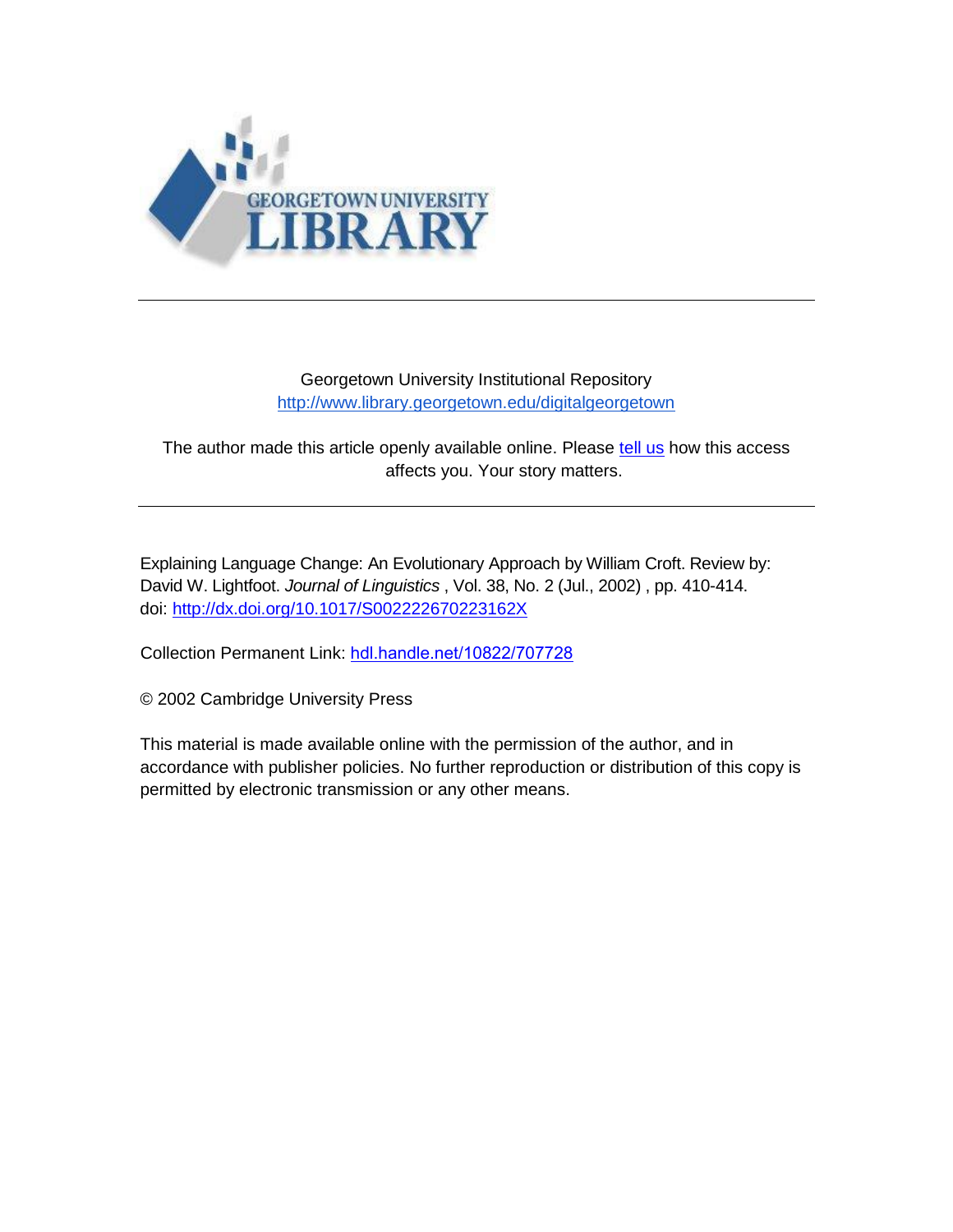Georgetown University Institutional Repository
http://www.library.georgetown.edu/digitalgeorgetown

The author made this article openly available online. Please tell us how this access affects you. Your story matters.

---

Explaining Language Change: An Evolutionary Approach by William Croft. Review by: David W. Lightfoot. *Journal of Linguistics* , Vol. 38, No. 2 (Jul., 2002) , pp. 410-414.
doi: http://dx.doi.org/10.1017/S002222670223162X

Collection Permanent Link: hdl.handle.net/10822/707728

© 2002 Cambridge University Press

This material is made available online with the permission of the author, and in accordance with publisher policies. No further reproduction or distribution of this copy is permitted by electronic transmission or any other means.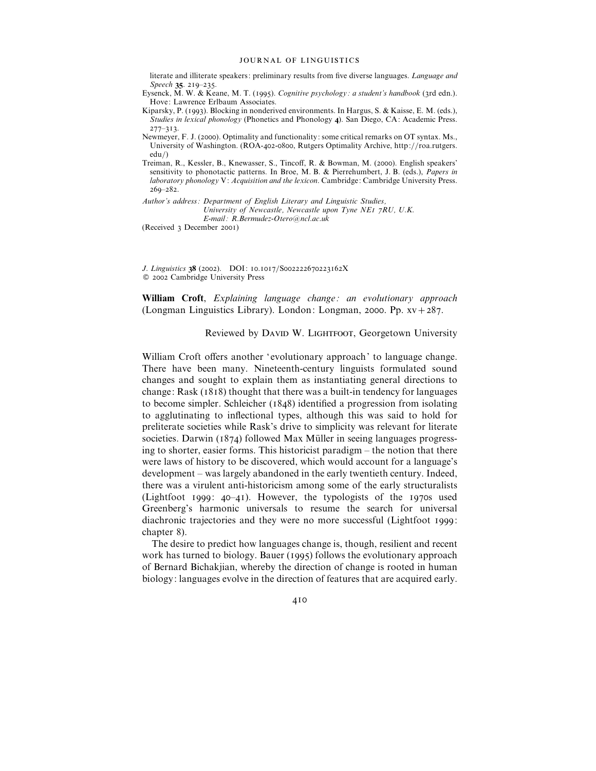literate and illiterate speakers: preliminary results from five diverse languages. *Language and Speech* **35**. 219–235.

Eysenck, M. W. & Keane, M. T. (1995). *Cognitive psychology: a student's handbook* (3rd edn.). Hove: Lawrence Erlbaum Associates.

Kiparsky, P. (1993). Blocking in nonderived environments. In Hargus, S. & Kaisse, E. M. (eds.), *Studies in lexical phonology* (Phonetics and Phonology **4**). San Diego, CA: Academic Press. 277–313.

Newmeyer, F. J. (2000). Optimality and functionality: some critical remarks on OT syntax. Ms., University of Washington. (ROA-402-0800, Rutgers Optimality Archive, http://roa.rutgers.edu/)

Treiman, R., Kessler, B., Knewasser, S., Tincoff, R. & Bowman, M. (2000). English speakers' sensitivity to phonotactic patterns. In Broe, M. B. & Pierrehumbert, J. B. (eds.), *Papers in laboratory phonology* V: *Acquisition and the lexicon*. Cambridge: Cambridge University Press. 269–282.

*Author's address: Department of English Literary and Linguistic Studies, University of Newcastle, Newcastle upon Tyne NE1 7RU, U.K.*
*E-mail: R.Bermudez-Otero@ncl.ac.uk*

(Received 3 December 2001)

*J. Linguistics* **38** (2002). DOI: 10.1017/S002222670223162X
© 2002 Cambridge University Press

**William Croft**, *Explaining language change: an evolutionary approach* (Longman Linguistics Library). London: Longman, 2000. Pp. xv+287.

Reviewed by DAVID W. LIGHTFOOT, Georgetown University

William Croft offers another 'evolutionary approach' to language change. There have been many. Nineteenth-century linguists formulated sound changes and sought to explain them as instantiating general directions to change: Rask (1818) thought that there was a built-in tendency for languages to become simpler. Schleicher (1848) identified a progression from isolating to agglutinating to inflectional types, although this was said to hold for preliterate societies while Rask's drive to simplicity was relevant for literate societies. Darwin (1874) followed Max Müller in seeing languages progressing to shorter, easier forms. This historicist paradigm – the notion that there were laws of history to be discovered, which would account for a language's development – was largely abandoned in the early twentieth century. Indeed, there was a virulent anti-historicism among some of the early structuralists (Lightfoot 1999: 40–41). However, the typologists of the 1970s used Greenberg's harmonic universals to resume the search for universal diachronic trajectories and they were no more successful (Lightfoot 1999: chapter 8).

The desire to predict how languages change is, though, resilient and recent work has turned to biology. Bauer (1995) follows the evolutionary approach of Bernard Bichakjian, whereby the direction of change is rooted in human biology: languages evolve in the direction of features that are acquired early.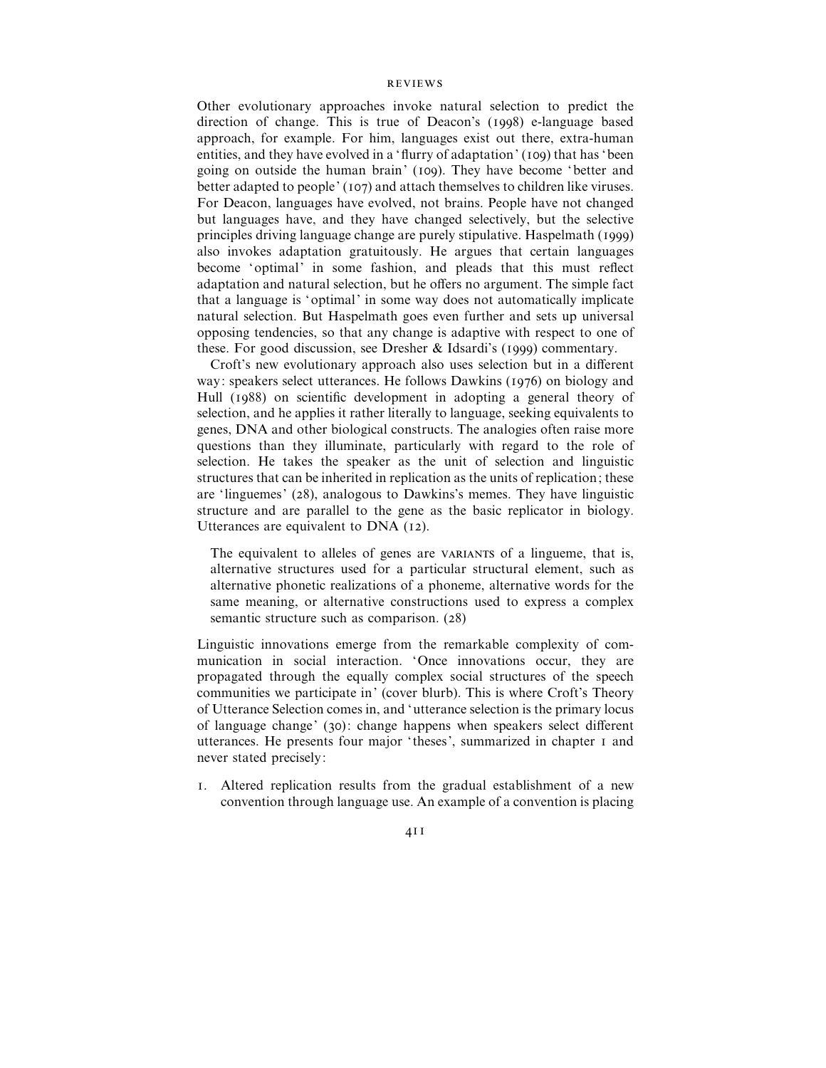Other evolutionary approaches invoke natural selection to predict the direction of change. This is true of Deacon's (1998) e-language based approach, for example. For him, languages exist out there, extra-human entities, and they have evolved in a 'flurry of adaptation' (109) that has 'been going on outside the human brain' (109). They have become 'better and better adapted to people' (107) and attach themselves to children like viruses. For Deacon, languages have evolved, not brains. People have not changed but languages have, and they have changed selectively, but the selective principles driving language change are purely stipulative. Haspelmath (1999) also invokes adaptation gratuitously. He argues that certain languages become 'optimal' in some fashion, and pleads that this must reflect adaptation and natural selection, but he offers no argument. The simple fact that a language is 'optimal' in some way does not automatically implicate natural selection. But Haspelmath goes even further and sets up universal opposing tendencies, so that any change is adaptive with respect to one of these. For good discussion, see Dresher & Idsardi's (1999) commentary.

Croft's new evolutionary approach also uses selection but in a different way: speakers select utterances. He follows Dawkins (1976) on biology and Hull (1988) on scientific development in adopting a general theory of selection, and he applies it rather literally to language, seeking equivalents to genes, DNA and other biological constructs. The analogies often raise more questions than they illuminate, particularly with regard to the role of selection. He takes the speaker as the unit of selection and linguistic structures that can be inherited in replication as the units of replication; these are 'linguemes' (28), analogous to Dawkins's memes. They have linguistic structure and are parallel to the gene as the basic replicator in biology. Utterances are equivalent to DNA (12).

> The equivalent to alleles of genes are VARIANTS of a lingueme, that is, alternative structures used for a particular structural element, such as alternative phonetic realizations of a phoneme, alternative words for the same meaning, or alternative constructions used to express a complex semantic structure such as comparison. (28)

Linguistic innovations emerge from the remarkable complexity of communication in social interaction. 'Once innovations occur, they are propagated through the equally complex social structures of the speech communities we participate in' (cover blurb). This is where Croft's Theory of Utterance Selection comes in, and 'utterance selection is the primary locus of language change' (30): change happens when speakers select different utterances. He presents four major 'theses', summarized in chapter 1 and never stated precisely:

1. Altered replication results from the gradual establishment of a new convention through language use. An example of a convention is placing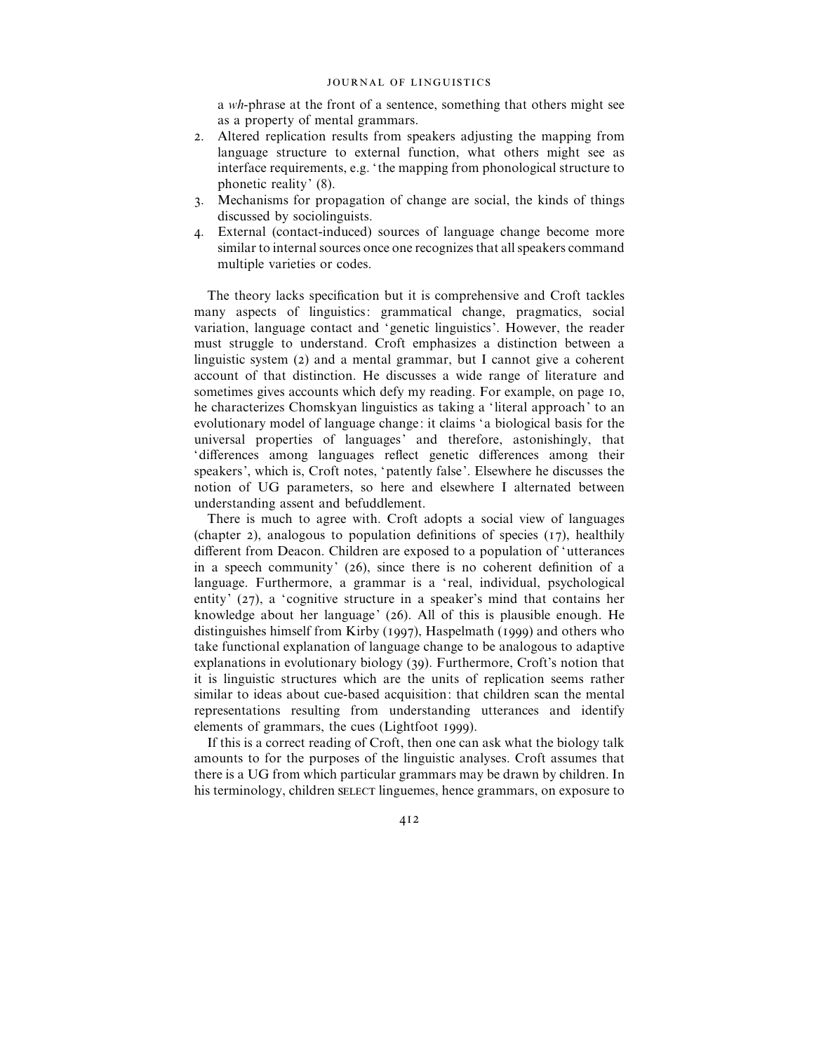a *wh*-phrase at the front of a sentence, something that others might see as a property of mental grammars.

2. Altered replication results from speakers adjusting the mapping from language structure to external function, what others might see as interface requirements, e.g. 'the mapping from phonological structure to phonetic reality' (8).
3. Mechanisms for propagation of change are social, the kinds of things discussed by sociolinguists.
4. External (contact-induced) sources of language change become more similar to internal sources once one recognizes that all speakers command multiple varieties or codes.

The theory lacks specification but it is comprehensive and Croft tackles many aspects of linguistics: grammatical change, pragmatics, social variation, language contact and 'genetic linguistics'. However, the reader must struggle to understand. Croft emphasizes a distinction between a linguistic system (2) and a mental grammar, but I cannot give a coherent account of that distinction. He discusses a wide range of literature and sometimes gives accounts which defy my reading. For example, on page 10, he characterizes Chomskyan linguistics as taking a 'literal approach' to an evolutionary model of language change: it claims 'a biological basis for the universal properties of languages' and therefore, astonishingly, that 'differences among languages reflect genetic differences among their speakers', which is, Croft notes, 'patently false'. Elsewhere he discusses the notion of UG parameters, so here and elsewhere I alternated between understanding assent and befuddlement.

There is much to agree with. Croft adopts a social view of languages (chapter 2), analogous to population definitions of species (17), healthily different from Deacon. Children are exposed to a population of 'utterances in a speech community' (26), since there is no coherent definition of a language. Furthermore, a grammar is a 'real, individual, psychological entity' (27), a 'cognitive structure in a speaker's mind that contains her knowledge about her language' (26). All of this is plausible enough. He distinguishes himself from Kirby (1997), Haspelmath (1999) and others who take functional explanation of language change to be analogous to adaptive explanations in evolutionary biology (39). Furthermore, Croft's notion that it is linguistic structures which are the units of replication seems rather similar to ideas about cue-based acquisition: that children scan the mental representations resulting from understanding utterances and identify elements of grammars, the cues (Lightfoot 1999).

If this is a correct reading of Croft, then one can ask what the biology talk amounts to for the purposes of the linguistic analyses. Croft assumes that there is a UG from which particular grammars may be drawn by children. In his terminology, children SELECT linguemes, hence grammars, on exposure to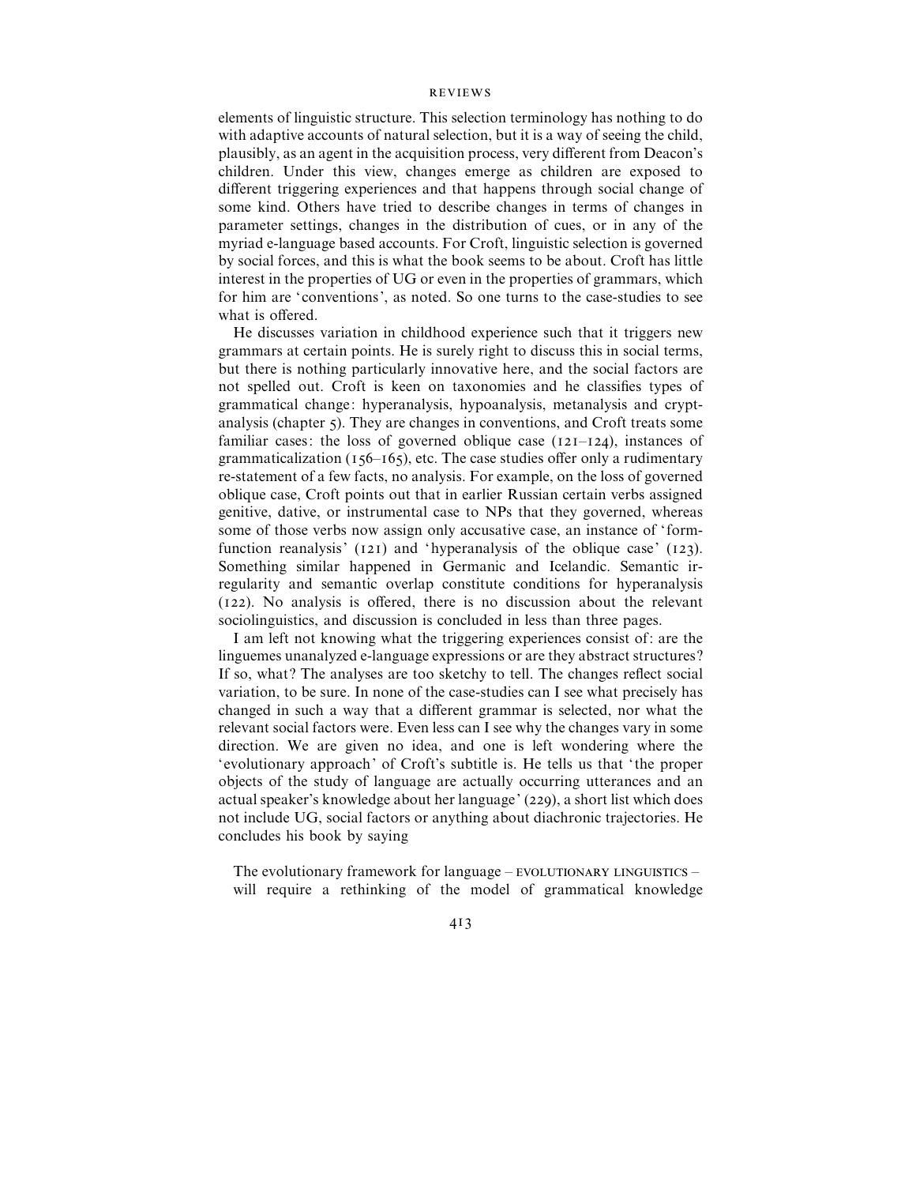elements of linguistic structure. This selection terminology has nothing to do with adaptive accounts of natural selection, but it is a way of seeing the child, plausibly, as an agent in the acquisition process, very different from Deacon's children. Under this view, changes emerge as children are exposed to different triggering experiences and that happens through social change of some kind. Others have tried to describe changes in terms of changes in parameter settings, changes in the distribution of cues, or in any of the myriad e-language based accounts. For Croft, linguistic selection is governed by social forces, and this is what the book seems to be about. Croft has little interest in the properties of UG or even in the properties of grammars, which for him are 'conventions', as noted. So one turns to the case-studies to see what is offered.

He discusses variation in childhood experience such that it triggers new grammars at certain points. He is surely right to discuss this in social terms, but there is nothing particularly innovative here, and the social factors are not spelled out. Croft is keen on taxonomies and he classifies types of grammatical change: hyperanalysis, hypoanalysis, metanalysis and cryptanalysis (chapter 5). They are changes in conventions, and Croft treats some familiar cases: the loss of governed oblique case (121–124), instances of grammaticalization (156–165), etc. The case studies offer only a rudimentary re-statement of a few facts, no analysis. For example, on the loss of governed oblique case, Croft points out that in earlier Russian certain verbs assigned genitive, dative, or instrumental case to NPs that they governed, whereas some of those verbs now assign only accusative case, an instance of 'form-function reanalysis' (121) and 'hyperanalysis of the oblique case' (123). Something similar happened in Germanic and Icelandic. Semantic irregularity and semantic overlap constitute conditions for hyperanalysis (122). No analysis is offered, there is no discussion about the relevant sociolinguistics, and discussion is concluded in less than three pages.

I am left not knowing what the triggering experiences consist of: are the linguemes unanalyzed e-language expressions or are they abstract structures? If so, what? The analyses are too sketchy to tell. The changes reflect social variation, to be sure. In none of the case-studies can I see what precisely has changed in such a way that a different grammar is selected, nor what the relevant social factors were. Even less can I see why the changes vary in some direction. We are given no idea, and one is left wondering where the 'evolutionary approach' of Croft's subtitle is. He tells us that 'the proper objects of the study of language are actually occurring utterances and an actual speaker's knowledge about her language' (229), a short list which does not include UG, social factors or anything about diachronic trajectories. He concludes his book by saying

> The evolutionary framework for language – EVOLUTIONARY LINGUISTICS – will require a rethinking of the model of grammatical knowledge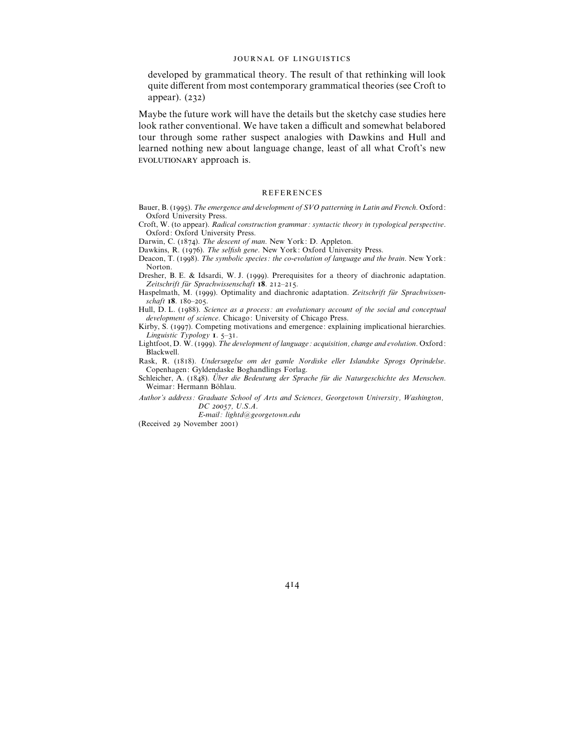developed by grammatical theory. The result of that rethinking will look quite different from most contemporary grammatical theories (see Croft to appear). (232)

Maybe the future work will have the details but the sketchy case studies here look rather conventional. We have taken a difficult and somewhat belabored tour through some rather suspect analogies with Dawkins and Hull and learned nothing new about language change, least of all what Croft's new EVOLUTIONARY approach is.

## REFERENCES

Bauer, B. (1995). *The emergence and development of SVO patterning in Latin and French*. Oxford: Oxford University Press.

Croft, W. (to appear). *Radical construction grammar: syntactic theory in typological perspective*. Oxford: Oxford University Press.

Darwin, C. (1874). *The descent of man*. New York: D. Appleton.

Dawkins, R. (1976). *The selfish gene*. New York: Oxford University Press.

Deacon, T. (1998). *The symbolic species: the co-evolution of language and the brain*. New York: Norton.

Dresher, B. E. & Idsardi, W. J. (1999). Prerequisites for a theory of diachronic adaptation. *Zeitschrift für Sprachwissenschaft* **18**. 212–215.

Haspelmath, M. (1999). Optimality and diachronic adaptation. *Zeitschrift für Sprachwissenschaft* **18**. 180–205.

Hull, D. L. (1988). *Science as a process: an evolutionary account of the social and conceptual development of science*. Chicago: University of Chicago Press.

Kirby, S. (1997). Competing motivations and emergence: explaining implicational hierarchies. *Linguistic Typology* **1**. 5–31.

Lightfoot, D. W. (1999). *The development of language: acquisition, change and evolution*. Oxford: Blackwell.

Rask, R. (1818). *Undersøgelse om det gamle Nordiske eller Islandske Sprogs Oprindelse*. Copenhagen: Gyldendaske Boghandlings Forlag.

Schleicher, A. (1848). *Über die Bedeutung der Sprache für die Naturgeschichte des Menschen*. Weimar: Hermann Böhlau.

*Author's address: Graduate School of Arts and Sciences, Georgetown University, Washington, DC 20057, U.S.A.*
*E-mail: lightd@georgetown.edu*

(Received 29 November 2001)